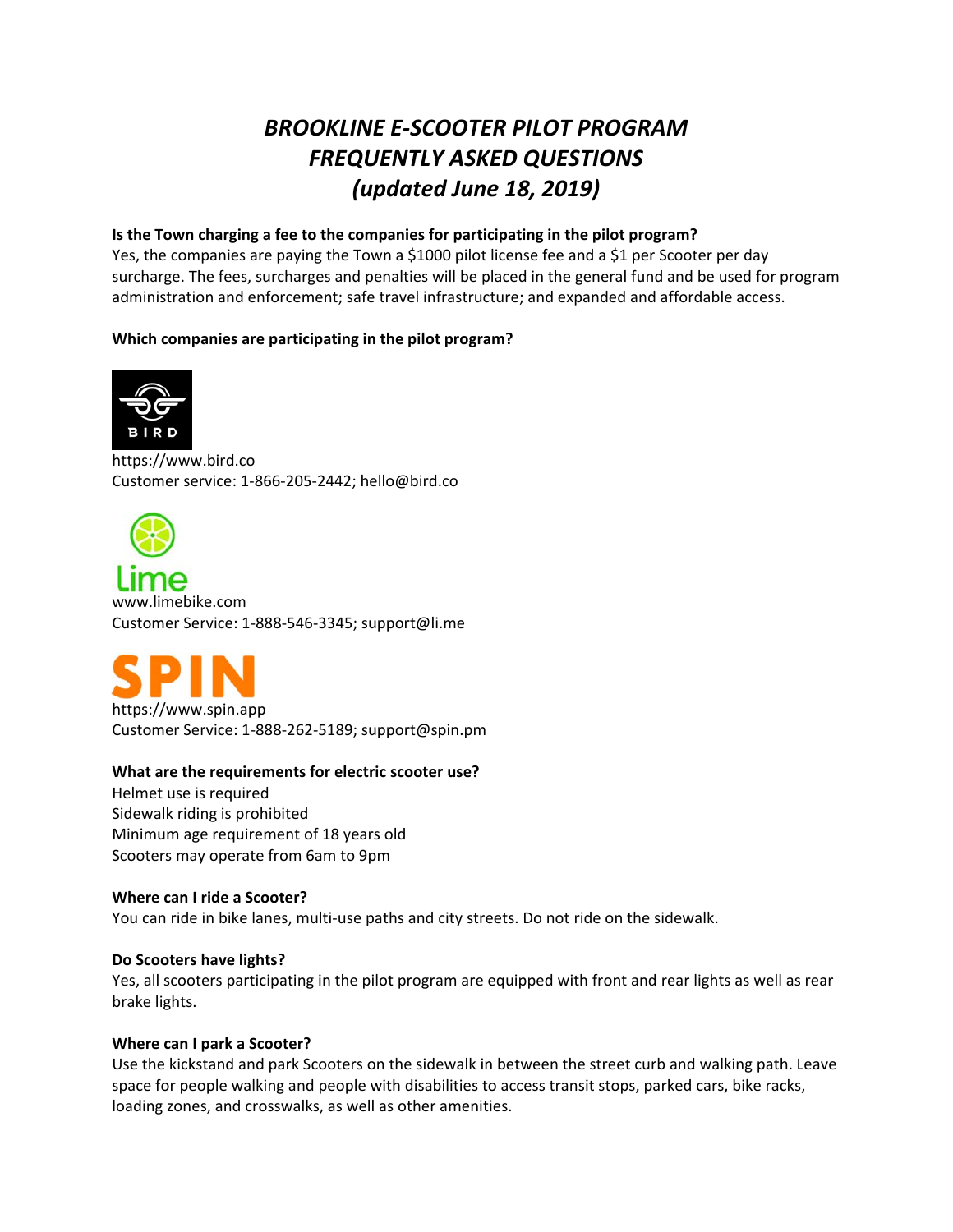# *BROOKLINE E-SCOOTER PILOT PROGRAM FREQUENTLY ASKED QUESTIONS (updated June 18, 2019)*

**Is the Town charging a fee to the companies for participating in the pilot program?**
Yes, the companies are paying the Town a $1000 pilot license fee and a $1 per Scooter per day surcharge. The fees, surcharges and penalties will be placed in the general fund and be used for program administration and enforcement; safe travel infrastructure; and expanded and affordable access.

**Which companies are participating in the pilot program?**

BIRD
https://www.bird.co
Customer service: 1-866-205-2442; hello@bird.co

Lime
www.limebike.com
Customer Service: 1-888-546-3345; support@li.me

SPIN
https://www.spin.app
Customer Service: 1-888-262-5189; support@spin.pm

**What are the requirements for electric scooter use?**
Helmet use is required
Sidewalk riding is prohibited
Minimum age requirement of 18 years old
Scooters may operate from 6am to 9pm

**Where can I ride a Scooter?**
You can ride in bike lanes, multi-use paths and city streets. Do not ride on the sidewalk.

**Do Scooters have lights?**
Yes, all scooters participating in the pilot program are equipped with front and rear lights as well as rear brake lights.

**Where can I park a Scooter?**
Use the kickstand and park Scooters on the sidewalk in between the street curb and walking path. Leave space for people walking and people with disabilities to access transit stops, parked cars, bike racks, loading zones, and crosswalks, as well as other amenities.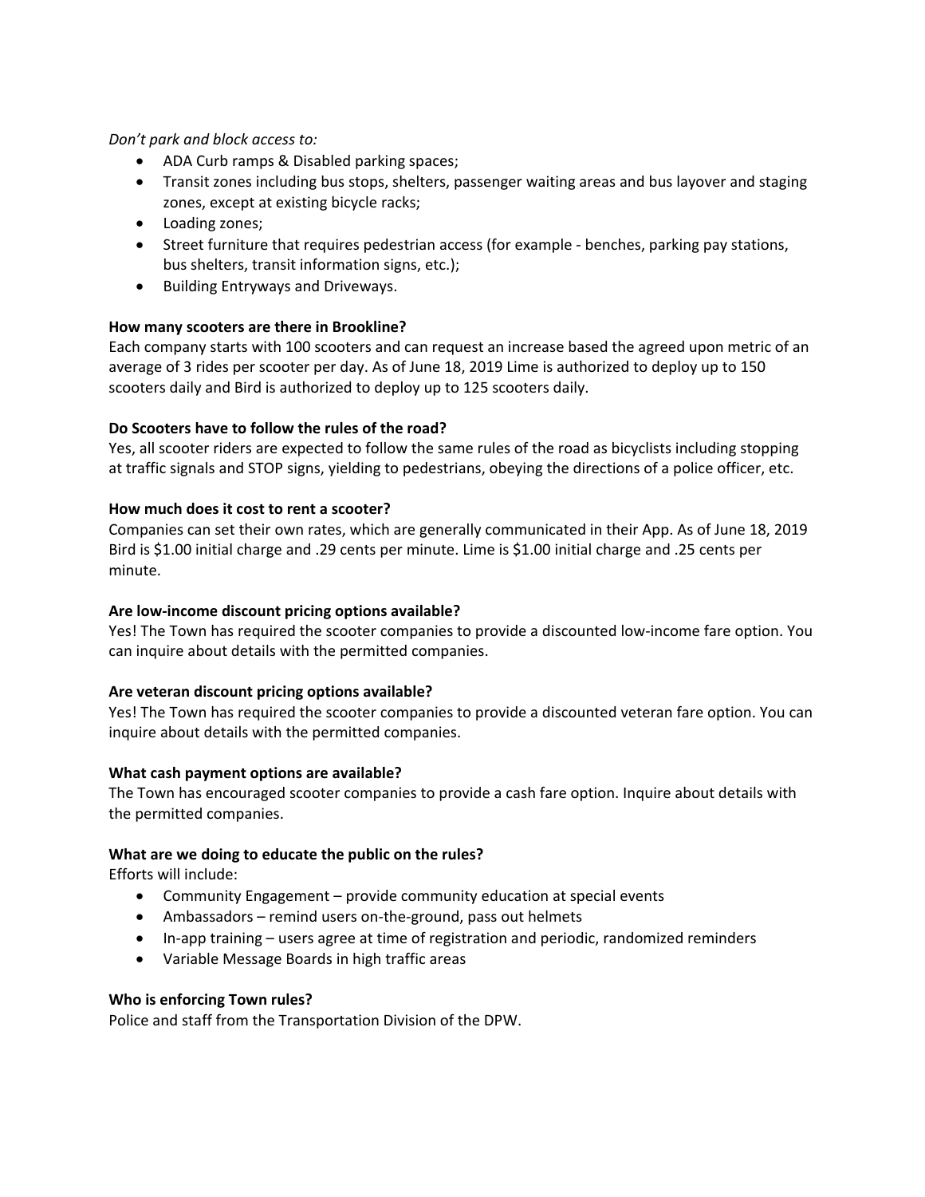*Don't park and block access to:*

- ADA Curb ramps & Disabled parking spaces;
- Transit zones including bus stops, shelters, passenger waiting areas and bus layover and staging zones, except at existing bicycle racks;
- Loading zones;
- Street furniture that requires pedestrian access (for example - benches, parking pay stations, bus shelters, transit information signs, etc.);
- Building Entryways and Driveways.

**How many scooters are there in Brookline?**

Each company starts with 100 scooters and can request an increase based the agreed upon metric of an average of 3 rides per scooter per day. As of June 18, 2019 Lime is authorized to deploy up to 150 scooters daily and Bird is authorized to deploy up to 125 scooters daily.

**Do Scooters have to follow the rules of the road?**

Yes, all scooter riders are expected to follow the same rules of the road as bicyclists including stopping at traffic signals and STOP signs, yielding to pedestrians, obeying the directions of a police officer, etc.

**How much does it cost to rent a scooter?**

Companies can set their own rates, which are generally communicated in their App. As of June 18, 2019 Bird is $1.00 initial charge and .29 cents per minute. Lime is $1.00 initial charge and .25 cents per minute.

**Are low-income discount pricing options available?**

Yes! The Town has required the scooter companies to provide a discounted low-income fare option. You can inquire about details with the permitted companies.

**Are veteran discount pricing options available?**

Yes! The Town has required the scooter companies to provide a discounted veteran fare option. You can inquire about details with the permitted companies.

**What cash payment options are available?**

The Town has encouraged scooter companies to provide a cash fare option. Inquire about details with the permitted companies.

**What are we doing to educate the public on the rules?**

Efforts will include:

- Community Engagement – provide community education at special events
- Ambassadors – remind users on-the-ground, pass out helmets
- In-app training – users agree at time of registration and periodic, randomized reminders
- Variable Message Boards in high traffic areas

**Who is enforcing Town rules?**

Police and staff from the Transportation Division of the DPW.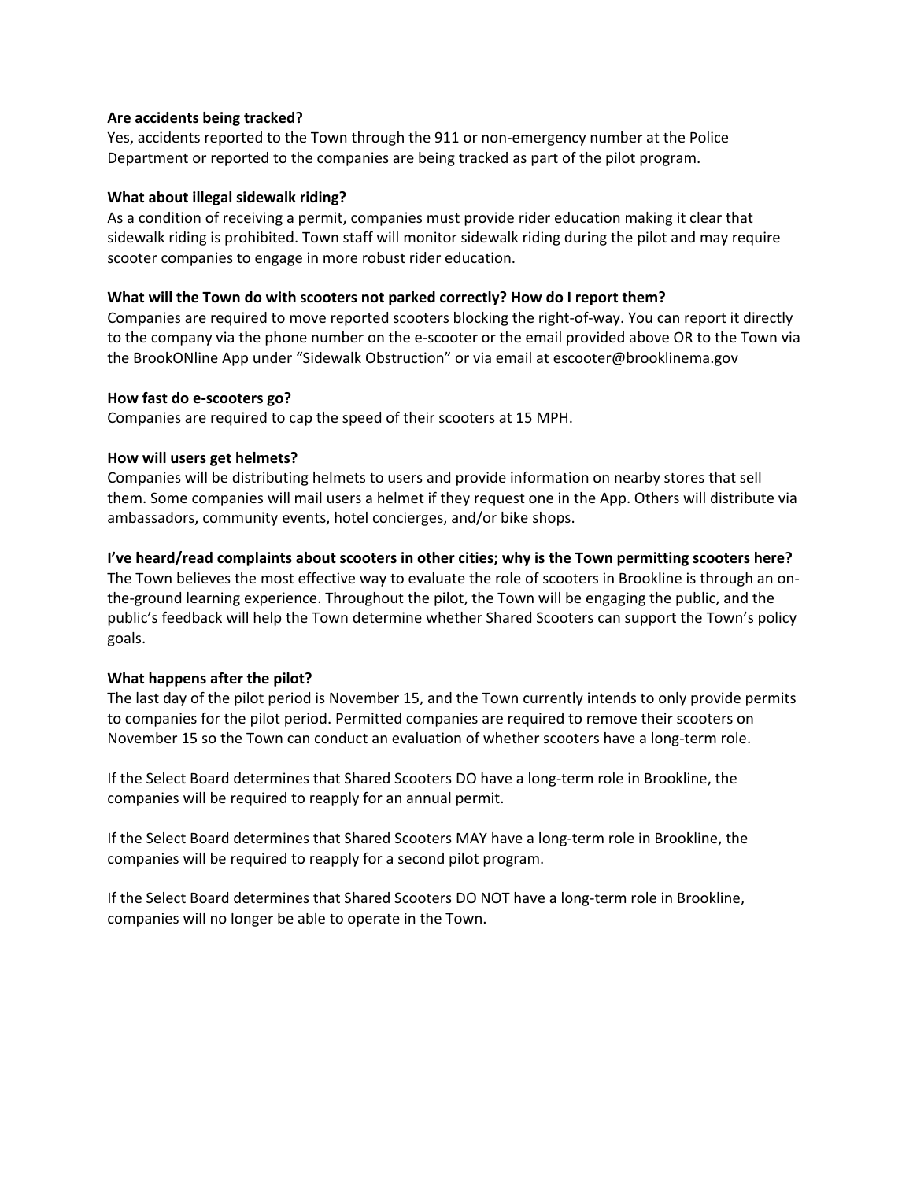**Are accidents being tracked?**

Yes, accidents reported to the Town through the 911 or non-emergency number at the Police Department or reported to the companies are being tracked as part of the pilot program.

**What about illegal sidewalk riding?**

As a condition of receiving a permit, companies must provide rider education making it clear that sidewalk riding is prohibited. Town staff will monitor sidewalk riding during the pilot and may require scooter companies to engage in more robust rider education.

**What will the Town do with scooters not parked correctly? How do I report them?**

Companies are required to move reported scooters blocking the right-of-way. You can report it directly to the company via the phone number on the e-scooter or the email provided above OR to the Town via the BrookONline App under "Sidewalk Obstruction" or via email at escooter@brooklinema.gov

**How fast do e-scooters go?**

Companies are required to cap the speed of their scooters at 15 MPH.

**How will users get helmets?**

Companies will be distributing helmets to users and provide information on nearby stores that sell them. Some companies will mail users a helmet if they request one in the App. Others will distribute via ambassadors, community events, hotel concierges, and/or bike shops.

**I've heard/read complaints about scooters in other cities; why is the Town permitting scooters here?**

The Town believes the most effective way to evaluate the role of scooters in Brookline is through an on-the-ground learning experience. Throughout the pilot, the Town will be engaging the public, and the public's feedback will help the Town determine whether Shared Scooters can support the Town's policy goals.

**What happens after the pilot?**

The last day of the pilot period is November 15, and the Town currently intends to only provide permits to companies for the pilot period. Permitted companies are required to remove their scooters on November 15 so the Town can conduct an evaluation of whether scooters have a long-term role.

If the Select Board determines that Shared Scooters DO have a long-term role in Brookline, the companies will be required to reapply for an annual permit.

If the Select Board determines that Shared Scooters MAY have a long-term role in Brookline, the companies will be required to reapply for a second pilot program.

If the Select Board determines that Shared Scooters DO NOT have a long-term role in Brookline, companies will no longer be able to operate in the Town.